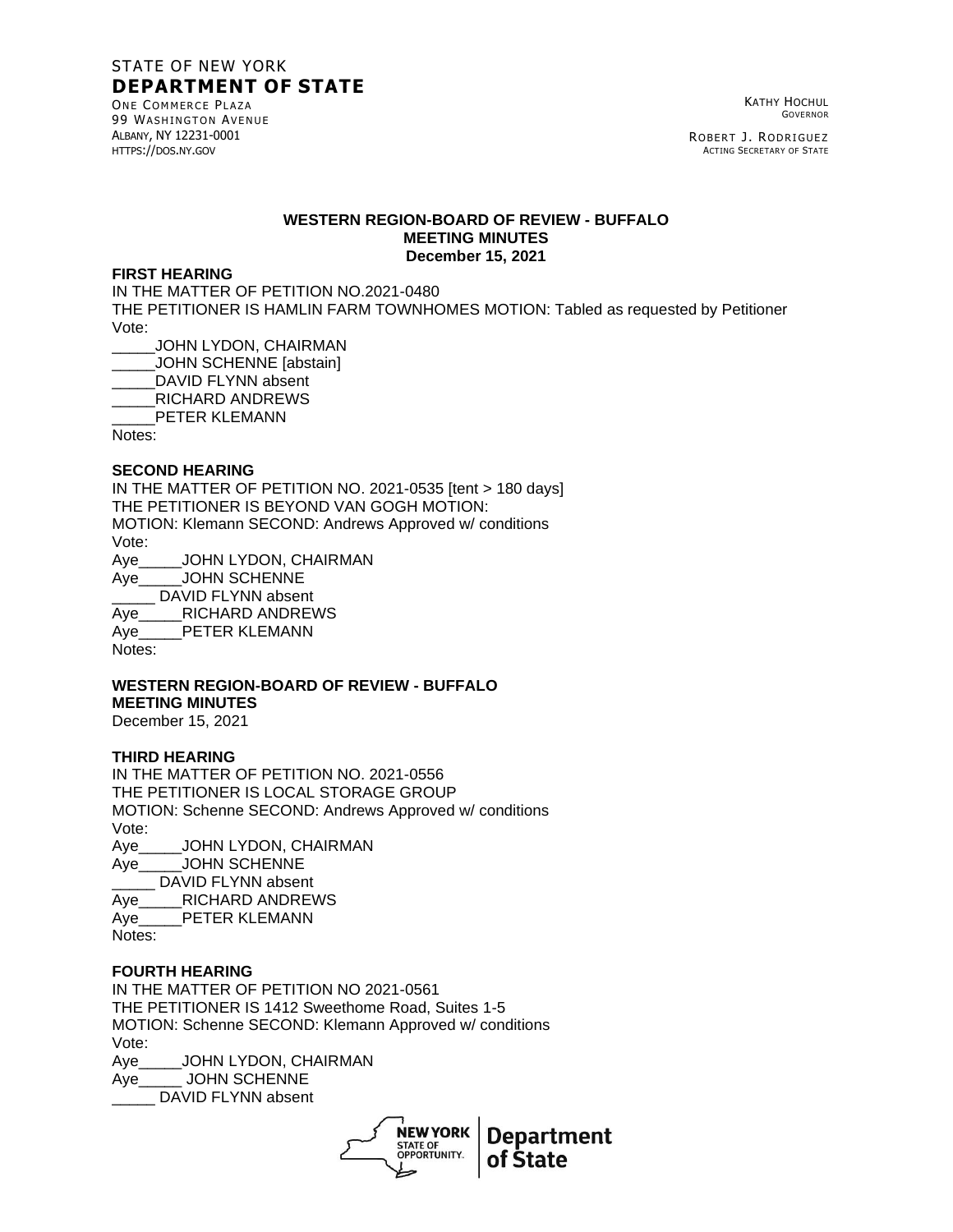STATE OF NEW YORK
**DEPARTMENT OF STATE**
ONE COMMERCE PLAZA
99 WASHINGTON AVENUE
ALBANY, NY 12231-0001
HTTPS://DOS.NY.GOV

KATHY HOCHUL
GOVERNOR

ROBERT J. RODRIGUEZ
ACTING SECRETARY OF STATE

**WESTERN REGION-BOARD OF REVIEW - BUFFALO**
**MEETING MINUTES**
**December 15, 2021**

**FIRST HEARING**

IN THE MATTER OF PETITION NO.2021-0480
THE PETITIONER IS HAMLIN FARM TOWNHOMES MOTION: Tabled as requested by Petitioner
Vote:
_____JOHN LYDON, CHAIRMAN
_____JOHN SCHENNE [abstain]
_____DAVID FLYNN absent
_____RICHARD ANDREWS
_____PETER KLEMANN
Notes:

**SECOND HEARING**

IN THE MATTER OF PETITION NO. 2021-0535 [tent > 180 days]
THE PETITIONER IS BEYOND VAN GOGH MOTION:
MOTION: Klemann SECOND: Andrews Approved w/ conditions
Vote:
Aye_____JOHN LYDON, CHAIRMAN
Aye_____JOHN SCHENNE
_____ DAVID FLYNN absent
Aye_____RICHARD ANDREWS
Aye_____PETER KLEMANN
Notes:

**WESTERN REGION-BOARD OF REVIEW - BUFFALO**
**MEETING MINUTES**
December 15, 2021

**THIRD HEARING**

IN THE MATTER OF PETITION NO. 2021-0556
THE PETITIONER IS LOCAL STORAGE GROUP
MOTION: Schenne SECOND: Andrews Approved w/ conditions
Vote:
Aye_____JOHN LYDON, CHAIRMAN
Aye_____JOHN SCHENNE
_____ DAVID FLYNN absent
Aye_____RICHARD ANDREWS
Aye_____PETER KLEMANN
Notes:

**FOURTH HEARING**

IN THE MATTER OF PETITION NO 2021-0561
THE PETITIONER IS 1412 Sweethome Road, Suites 1-5
MOTION: Schenne SECOND: Klemann Approved w/ conditions
Vote:
Aye_____JOHN LYDON, CHAIRMAN
Aye_____ JOHN SCHENNE
_____ DAVID FLYNN absent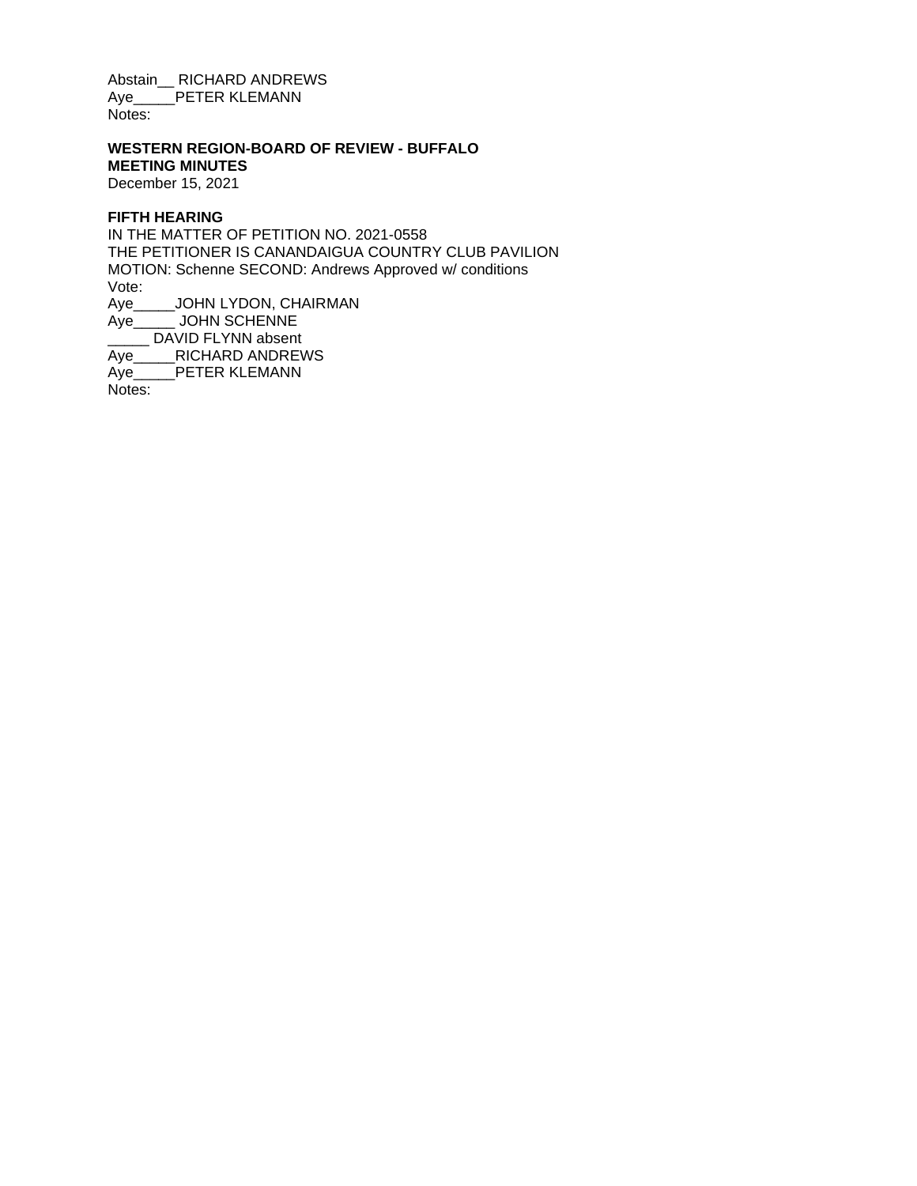Abstain__ RICHARD ANDREWS
Aye_____PETER KLEMANN
Notes:

**WESTERN REGION-BOARD OF REVIEW - BUFFALO**
**MEETING MINUTES**
December 15, 2021

**FIFTH HEARING**
IN THE MATTER OF PETITION NO. 2021-0558
THE PETITIONER IS CANANDAIGUA COUNTRY CLUB PAVILION
MOTION: Schenne SECOND: Andrews Approved w/ conditions
Vote:
Aye_____JOHN LYDON, CHAIRMAN
Aye_____ JOHN SCHENNE
_____ DAVID FLYNN absent
Aye_____RICHARD ANDREWS
Aye_____PETER KLEMANN
Notes: